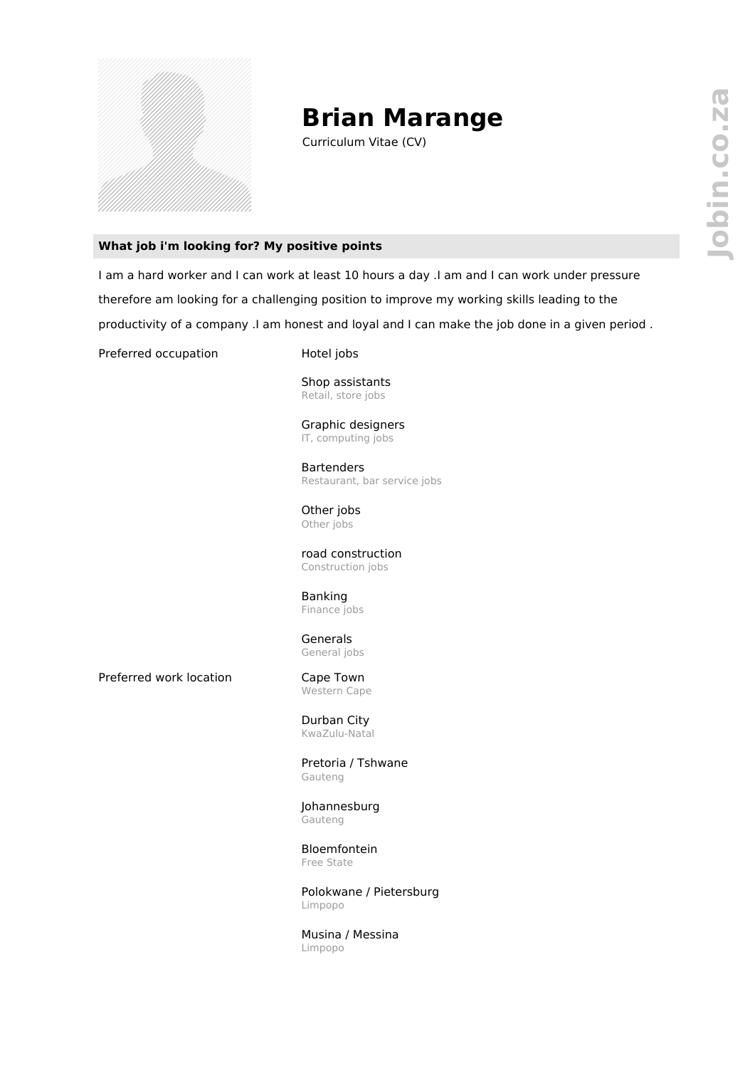# Brian Marange

Curriculum Vitae (CV)

## What job i'm looking for? My positive points

I am a hard worker and I can work at least 10 hours a day .I am and I can work under pressure therefore am looking for a challenging position to improve my working skills leading to the productivity of a company .I am honest and loyal and I can make the job done in a given period .

| | |
|---|---|
| Preferred occupation | Hotel jobs |
| | Shop assistants<br>Retail, store jobs |
| | Graphic designers<br>IT, computing jobs |
| | Bartenders<br>Restaurant, bar service jobs |
| | Other jobs<br>Other jobs |
| | road construction<br>Construction jobs |
| | Banking<br>Finance jobs |
| | Generals<br>General jobs |
| Preferred work location | Cape Town<br>Western Cape |
| | Durban City<br>KwaZulu-Natal |
| | Pretoria / Tshwane<br>Gauteng |
| | Johannesburg<br>Gauteng |
| | Bloemfontein<br>Free State |
| | Polokwane / Pietersburg<br>Limpopo |
| | Musina / Messina<br>Limpopo |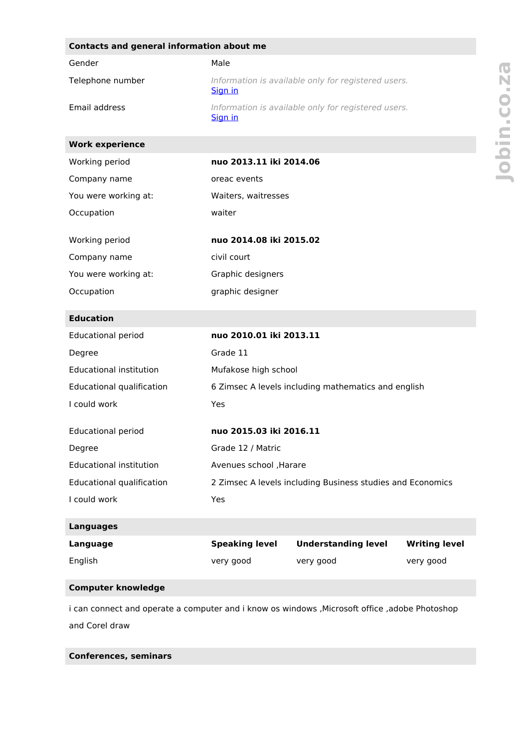## Contacts and general information about me

| | |
|---|---|
| Gender | Male |
| Telephone number | *Information is available only for registered users.* Sign in |
| Email address | *Information is available only for registered users.* Sign in |

## Work experience

| | |
|---|---|
| Working period | **nuo 2013.11 iki 2014.06** |
| Company name | oreac events |
| You were working at: | Waiters, waitresses |
| Occupation | waiter |

| | |
|---|---|
| Working period | **nuo 2014.08 iki 2015.02** |
| Company name | civil court |
| You were working at: | Graphic designers |
| Occupation | graphic designer |

## Education

| | |
|---|---|
| Educational period | **nuo 2010.01 iki 2013.11** |
| Degree | Grade 11 |
| Educational institution | Mufakose high school |
| Educational qualification | 6 Zimsec A levels including mathematics and english |
| I could work | Yes |

| | |
|---|---|
| Educational period | **nuo 2015.03 iki 2016.11** |
| Degree | Grade 12 / Matric |
| Educational institution | Avenues school ,Harare |
| Educational qualification | 2 Zimsec A levels including Business studies and Economics |
| I could work | Yes |

## Languages

| Language | Speaking level | Understanding level | Writing level |
|---|---|---|---|
| English | very good | very good | very good |

## Computer knowledge

i can connect and operate a computer and i know os windows ,Microsoft office ,adobe Photoshop and Corel draw

## Conferences, seminars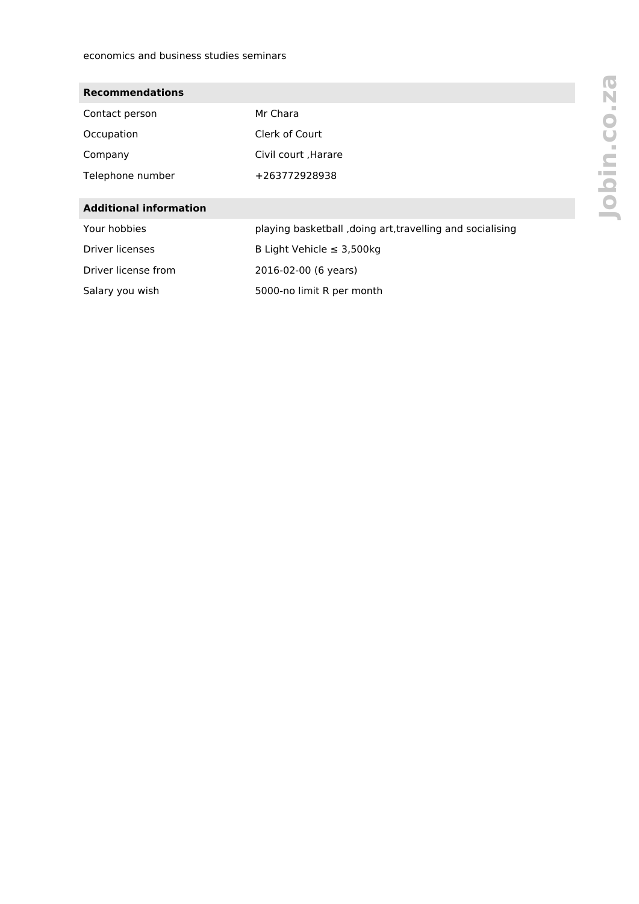economics and business studies seminars

## Recommendations

| | |
|---|---|
| Contact person | Mr Chara |
| Occupation | Clerk of Court |
| Company | Civil court ,Harare |
| Telephone number | +263772928938 |

## Additional information

| | |
|---|---|
| Your hobbies | playing basketball ,doing art,travelling and socialising |
| Driver licenses | B Light Vehicle ≤ 3,500kg |
| Driver license from | 2016-02-00 (6 years) |
| Salary you wish | 5000-no limit R per month |